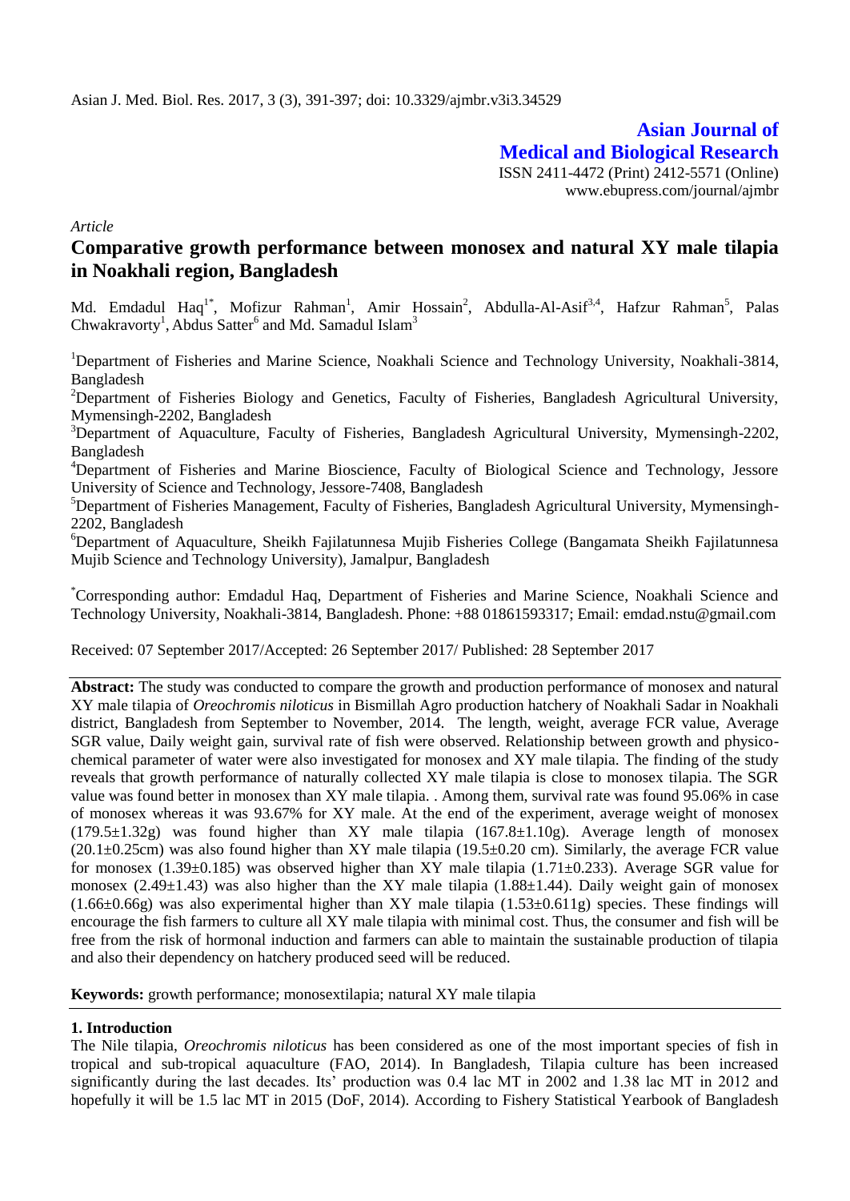Asian J. Med. Biol. Res. 2017, 3 (3), 391-397; doi: 10.3329/ajmbr.v3i3.34529

**Asian Journal of Medical and Biological Research**

ISSN 2411-4472 (Print) 2412-5571 (Online)
www.ebupress.com/journal/ajmbr

*Article*

# Comparative growth performance between monosex and natural XY male tilapia in Noakhali region, Bangladesh

Md. Emdadul Haq[1*], Mofizur Rahman[1], Amir Hossain[2], Abdulla-Al-Asif[3,4], Hafzur Rahman[5], Palas Chwakravorty[1], Abdus Satter[6] and Md. Samadul Islam[3]

[1]Department of Fisheries and Marine Science, Noakhali Science and Technology University, Noakhali-3814, Bangladesh

[2]Department of Fisheries Biology and Genetics, Faculty of Fisheries, Bangladesh Agricultural University, Mymensingh-2202, Bangladesh

[3]Department of Aquaculture, Faculty of Fisheries, Bangladesh Agricultural University, Mymensingh-2202, Bangladesh

[4]Department of Fisheries and Marine Bioscience, Faculty of Biological Science and Technology, Jessore University of Science and Technology, Jessore-7408, Bangladesh

[5]Department of Fisheries Management, Faculty of Fisheries, Bangladesh Agricultural University, Mymensingh-2202, Bangladesh

[6]Department of Aquaculture, Sheikh Fajilatunnesa Mujib Fisheries College (Bangamata Sheikh Fajilatunnesa Mujib Science and Technology University), Jamalpur, Bangladesh

[*]Corresponding author: Emdadul Haq, Department of Fisheries and Marine Science, Noakhali Science and Technology University, Noakhali-3814, Bangladesh. Phone: +88 01861593317; Email: emdad.nstu@gmail.com

Received: 07 September 2017/Accepted: 26 September 2017/ Published: 28 September 2017

**Abstract:** The study was conducted to compare the growth and production performance of monosex and natural XY male tilapia of *Oreochromis niloticus* in Bismillah Agro production hatchery of Noakhali Sadar in Noakhali district, Bangladesh from September to November, 2014. The length, weight, average FCR value, Average SGR value, Daily weight gain, survival rate of fish were observed. Relationship between growth and physico-chemical parameter of water were also investigated for monosex and XY male tilapia. The finding of the study reveals that growth performance of naturally collected XY male tilapia is close to monosex tilapia. The SGR value was found better in monosex than XY male tilapia. . Among them, survival rate was found 95.06% in case of monosex whereas it was 93.67% for XY male. At the end of the experiment, average weight of monosex (179.5±1.32g) was found higher than XY male tilapia (167.8±1.10g). Average length of monosex (20.1±0.25cm) was also found higher than XY male tilapia (19.5±0.20 cm). Similarly, the average FCR value for monosex (1.39±0.185) was observed higher than XY male tilapia (1.71±0.233). Average SGR value for monosex (2.49±1.43) was also higher than the XY male tilapia (1.88±1.44). Daily weight gain of monosex (1.66±0.66g) was also experimental higher than XY male tilapia (1.53±0.611g) species. These findings will encourage the fish farmers to culture all XY male tilapia with minimal cost. Thus, the consumer and fish will be free from the risk of hormonal induction and farmers can able to maintain the sustainable production of tilapia and also their dependency on hatchery produced seed will be reduced.

**Keywords:** growth performance; monosextilapia; natural XY male tilapia

## 1. Introduction

The Nile tilapia, *Oreochromis niloticus* has been considered as one of the most important species of fish in tropical and sub-tropical aquaculture (FAO, 2014). In Bangladesh, Tilapia culture has been increased significantly during the last decades. Its' production was 0.4 lac MT in 2002 and 1.38 lac MT in 2012 and hopefully it will be 1.5 lac MT in 2015 (DoF, 2014). According to Fishery Statistical Yearbook of Bangladesh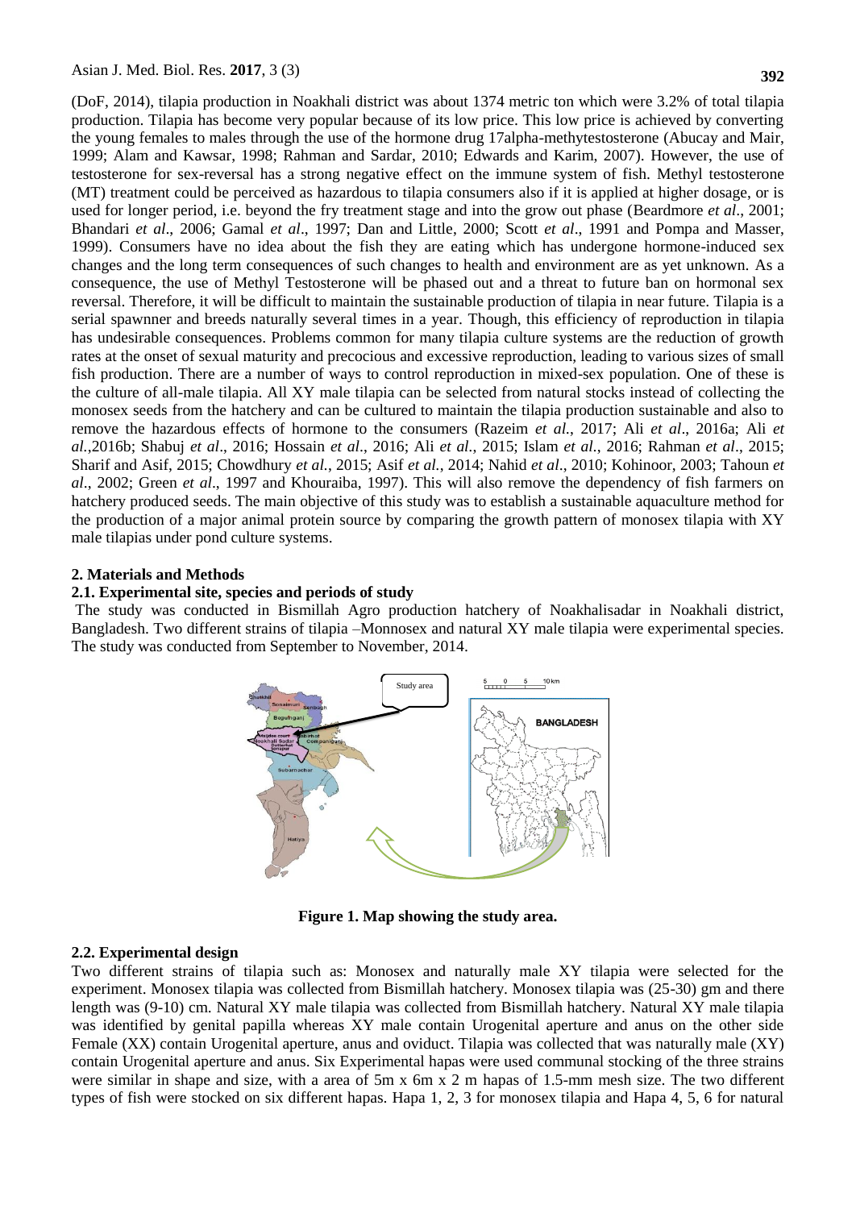(DoF, 2014), tilapia production in Noakhali district was about 1374 metric ton which were 3.2% of total tilapia production. Tilapia has become very popular because of its low price. This low price is achieved by converting the young females to males through the use of the hormone drug 17alpha-methytestosterone (Abucay and Mair, 1999; Alam and Kawsar, 1998; Rahman and Sardar, 2010; Edwards and Karim, 2007). However, the use of testosterone for sex-reversal has a strong negative effect on the immune system of fish. Methyl testosterone (MT) treatment could be perceived as hazardous to tilapia consumers also if it is applied at higher dosage, or is used for longer period, i.e. beyond the fry treatment stage and into the grow out phase (Beardmore *et al*., 2001; Bhandari *et al*., 2006; Gamal *et al*., 1997; Dan and Little, 2000; Scott *et al*., 1991 and Pompa and Masser, 1999). Consumers have no idea about the fish they are eating which has undergone hormone-induced sex changes and the long term consequences of such changes to health and environment are as yet unknown. As a consequence, the use of Methyl Testosterone will be phased out and a threat to future ban on hormonal sex reversal. Therefore, it will be difficult to maintain the sustainable production of tilapia in near future. Tilapia is a serial spawnner and breeds naturally several times in a year. Though, this efficiency of reproduction in tilapia has undesirable consequences. Problems common for many tilapia culture systems are the reduction of growth rates at the onset of sexual maturity and precocious and excessive reproduction, leading to various sizes of small fish production. There are a number of ways to control reproduction in mixed-sex population. One of these is the culture of all-male tilapia. All XY male tilapia can be selected from natural stocks instead of collecting the monosex seeds from the hatchery and can be cultured to maintain the tilapia production sustainable and also to remove the hazardous effects of hormone to the consumers (Razeim *et al.*, 2017; Ali *et al*., 2016a; Ali *et al.*,2016b; Shabuj *et al*., 2016; Hossain *et al*., 2016; Ali *et al.*, 2015; Islam *et al*., 2016; Rahman *et al*., 2015; Sharif and Asif, 2015; Chowdhury *et al.*, 2015; Asif *et al.*, 2014; Nahid *et al*., 2010; Kohinoor, 2003; Tahoun *et al*., 2002; Green *et al*., 1997 and Khouraiba, 1997). This will also remove the dependency of fish farmers on hatchery produced seeds. The main objective of this study was to establish a sustainable aquaculture method for the production of a major animal protein source by comparing the growth pattern of monosex tilapia with XY male tilapias under pond culture systems.

## 2. Materials and Methods

### 2.1. Experimental site, species and periods of study

The study was conducted in Bismillah Agro production hatchery of Noakhalisadar in Noakhali district, Bangladesh. Two different strains of tilapia –Monnosex and natural XY male tilapia were experimental species. The study was conducted from September to November, 2014.

Study area

5 0 5 10 km

BANGLADESH

Chatkhil
Sonaimuri
Senbagh
Begumganj
Noakhali Sadar
Companiganj
Subarnachar
Hatiya

**Figure 1. Map showing the study area.**

### 2.2. Experimental design

Two different strains of tilapia such as: Monosex and naturally male XY tilapia were selected for the experiment. Monosex tilapia was collected from Bismillah hatchery. Monosex tilapia was (25-30) gm and there length was (9-10) cm. Natural XY male tilapia was collected from Bismillah hatchery. Natural XY male tilapia was identified by genital papilla whereas XY male contain Urogenital aperture and anus on the other side Female (XX) contain Urogenital aperture, anus and oviduct. Tilapia was collected that was naturally male (XY) contain Urogenital aperture and anus. Six Experimental hapas were used communal stocking of the three strains were similar in shape and size, with a area of 5m x 6m x 2 m hapas of 1.5-mm mesh size. The two different types of fish were stocked on six different hapas. Hapa 1, 2, 3 for monosex tilapia and Hapa 4, 5, 6 for natural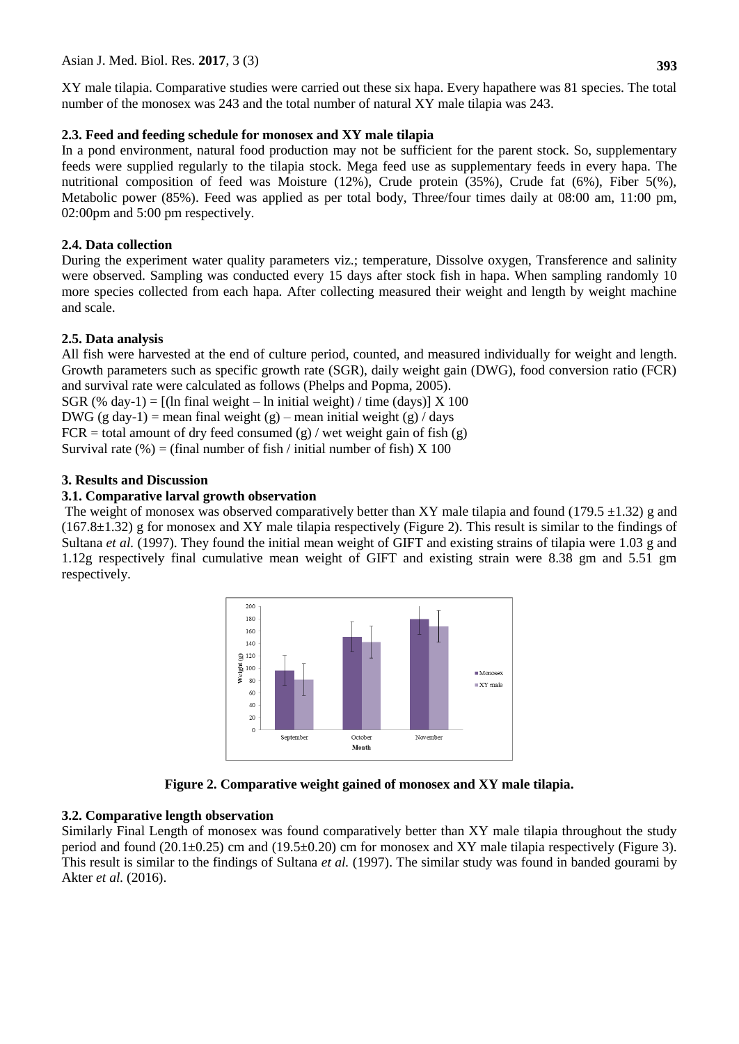XY male tilapia. Comparative studies were carried out these six hapa. Every hapathere was 81 species. The total number of the monosex was 243 and the total number of natural XY male tilapia was 243.

### 2.3. Feed and feeding schedule for monosex and XY male tilapia

In a pond environment, natural food production may not be sufficient for the parent stock. So, supplementary feeds were supplied regularly to the tilapia stock. Mega feed use as supplementary feeds in every hapa. The nutritional composition of feed was Moisture (12%), Crude protein (35%), Crude fat (6%), Fiber 5(%), Metabolic power (85%). Feed was applied as per total body, Three/four times daily at 08:00 am, 11:00 pm, 02:00pm and 5:00 pm respectively.

### 2.4. Data collection

During the experiment water quality parameters viz.; temperature, Dissolve oxygen, Transference and salinity were observed. Sampling was conducted every 15 days after stock fish in hapa. When sampling randomly 10 more species collected from each hapa. After collecting measured their weight and length by weight machine and scale.

### 2.5. Data analysis

All fish were harvested at the end of culture period, counted, and measured individually for weight and length. Growth parameters such as specific growth rate (SGR), daily weight gain (DWG), food conversion ratio (FCR) and survival rate were calculated as follows (Phelps and Popma, 2005).

SGR (% day-1) = [(ln final weight – ln initial weight) / time (days)] X 100

DWG (g day-1) = mean final weight (g) – mean initial weight (g) / days

FCR = total amount of dry feed consumed (g) / wet weight gain of fish (g)

Survival rate (%) = (final number of fish / initial number of fish) X 100

## 3. Results and Discussion

### 3.1. Comparative larval growth observation

The weight of monosex was observed comparatively better than XY male tilapia and found (179.5 ±1.32) g and (167.8±1.32) g for monosex and XY male tilapia respectively (Figure 2). This result is similar to the findings of Sultana *et al.* (1997). They found the initial mean weight of GIFT and existing strains of tilapia were 1.03 g and 1.12g respectively final cumulative mean weight of GIFT and existing strain were 8.38 gm and 5.51 gm respectively.

Weight (g)
200
180
160
140
120
100
80
60
40
20
0
September
October
November
Month
Monosex
XY male

**Figure 2. Comparative weight gained of monosex and XY male tilapia.**

### 3.2. Comparative length observation

Similarly Final Length of monosex was found comparatively better than XY male tilapia throughout the study period and found (20.1±0.25) cm and (19.5±0.20) cm for monosex and XY male tilapia respectively (Figure 3). This result is similar to the findings of Sultana *et al.* (1997). The similar study was found in banded gourami by Akter *et al.* (2016).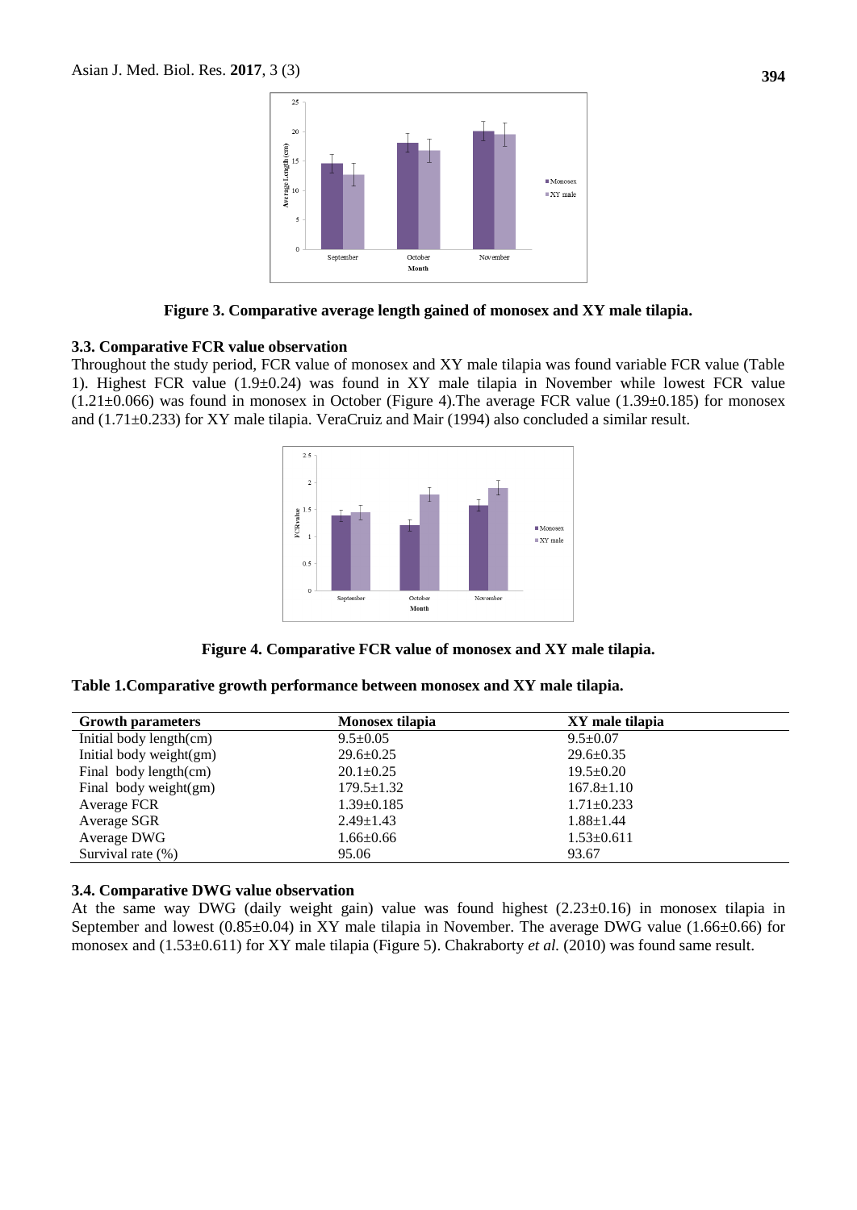25
20
15
10
5
0
Average Length (cm)
September
October
November
Month
Monosex
XY male

**Figure 3. Comparative average length gained of monosex and XY male tilapia.**

### 3.3. Comparative FCR value observation

Throughout the study period, FCR value of monosex and XY male tilapia was found variable FCR value (Table 1). Highest FCR value (1.9±0.24) was found in XY male tilapia in November while lowest FCR value (1.21±0.066) was found in monosex in October (Figure 4).The average FCR value (1.39±0.185) for monosex and (1.71±0.233) for XY male tilapia. VeraCruiz and Mair (1994) also concluded a similar result.

2.5
2
1.5
1
0.5
0
FCR value
September
October
November
Month
Monosex
XY male

**Figure 4. Comparative FCR value of monosex and XY male tilapia.**

**Table 1.Comparative growth performance between monosex and XY male tilapia.**

| Growth parameters | Monosex tilapia | XY male tilapia |
|---|---|---|
| Initial body length(cm) | 9.5±0.05 | 9.5±0.07 |
| Initial body weight(gm) | 29.6±0.25 | 29.6±0.35 |
| Final body length(cm) | 20.1±0.25 | 19.5±0.20 |
| Final body weight(gm) | 179.5±1.32 | 167.8±1.10 |
| Average FCR | 1.39±0.185 | 1.71±0.233 |
| Average SGR | 2.49±1.43 | 1.88±1.44 |
| Average DWG | 1.66±0.66 | 1.53±0.611 |
| Survival rate (%) | 95.06 | 93.67 |

### 3.4. Comparative DWG value observation

At the same way DWG (daily weight gain) value was found highest (2.23±0.16) in monosex tilapia in September and lowest (0.85±0.04) in XY male tilapia in November. The average DWG value (1.66±0.66) for monosex and (1.53±0.611) for XY male tilapia (Figure 5). Chakraborty *et al.* (2010) was found same result.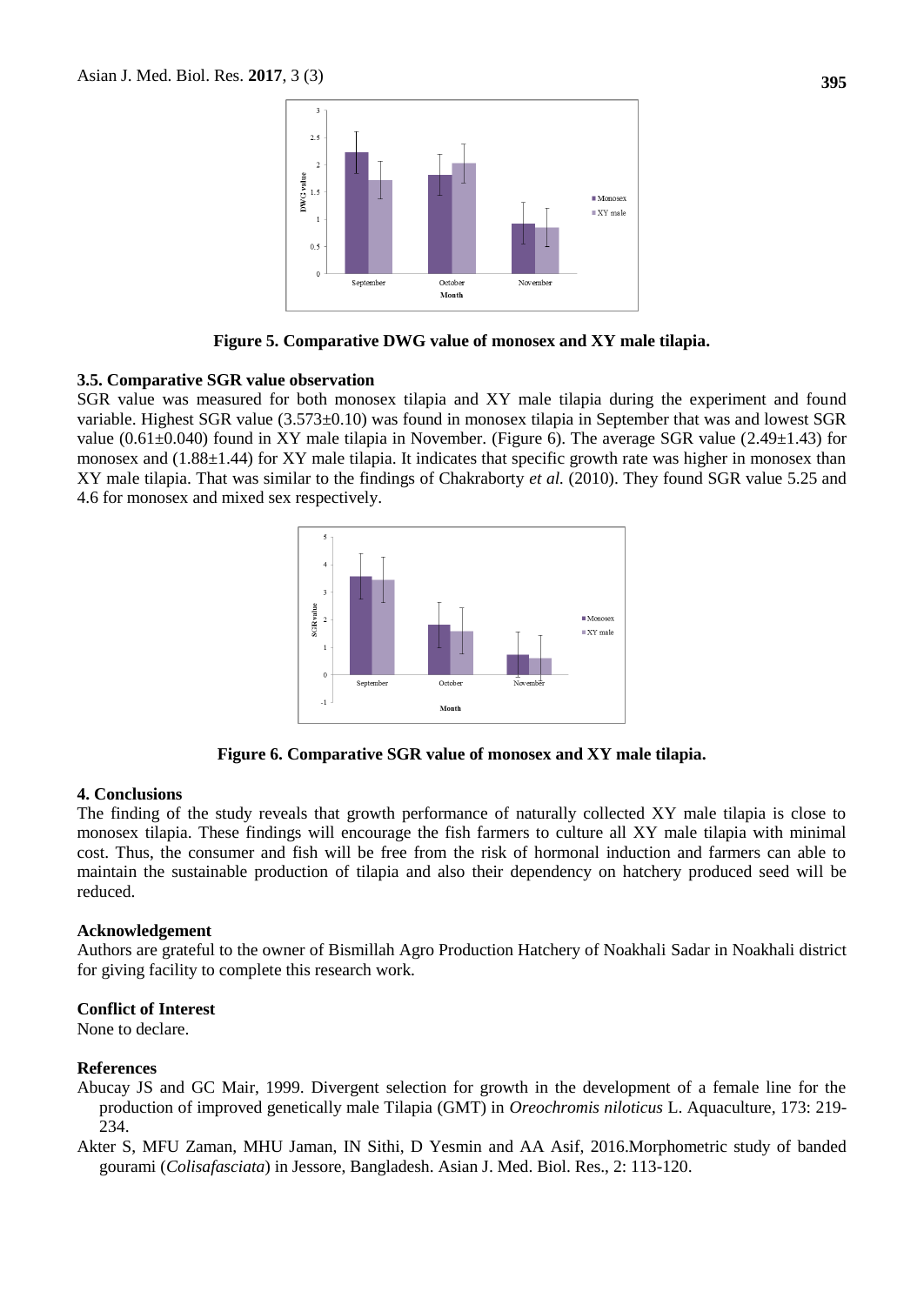3
2.5
2
1.5
1
0.5
0
DWG value
September
October
November
Month
Monosex
XY male

**Figure 5. Comparative DWG value of monosex and XY male tilapia.**

### 3.5. Comparative SGR value observation

SGR value was measured for both monosex tilapia and XY male tilapia during the experiment and found variable. Highest SGR value (3.573±0.10) was found in monosex tilapia in September that was and lowest SGR value (0.61±0.040) found in XY male tilapia in November. (Figure 6). The average SGR value (2.49±1.43) for monosex and (1.88±1.44) for XY male tilapia. It indicates that specific growth rate was higher in monosex than XY male tilapia. That was similar to the findings of Chakraborty *et al.* (2010). They found SGR value 5.25 and 4.6 for monosex and mixed sex respectively.

5
4
3
2
1
0
-1
SGR value
September
October
November
Month
Monosex
XY male

**Figure 6. Comparative SGR value of monosex and XY male tilapia.**

## 4. Conclusions

The finding of the study reveals that growth performance of naturally collected XY male tilapia is close to monosex tilapia. These findings will encourage the fish farmers to culture all XY male tilapia with minimal cost. Thus, the consumer and fish will be free from the risk of hormonal induction and farmers can able to maintain the sustainable production of tilapia and also their dependency on hatchery produced seed will be reduced.

## Acknowledgement

Authors are grateful to the owner of Bismillah Agro Production Hatchery of Noakhali Sadar in Noakhali district for giving facility to complete this research work.

## Conflict of Interest

None to declare.

## References

Abucay JS and GC Mair, 1999. Divergent selection for growth in the development of a female line for the production of improved genetically male Tilapia (GMT) in *Oreochromis niloticus* L. Aquaculture, 173: 219-234.

Akter S, MFU Zaman, MHU Jaman, IN Sithi, D Yesmin and AA Asif, 2016.Morphometric study of banded gourami (*Colisafasciata*) in Jessore, Bangladesh. Asian J. Med. Biol. Res., 2: 113-120.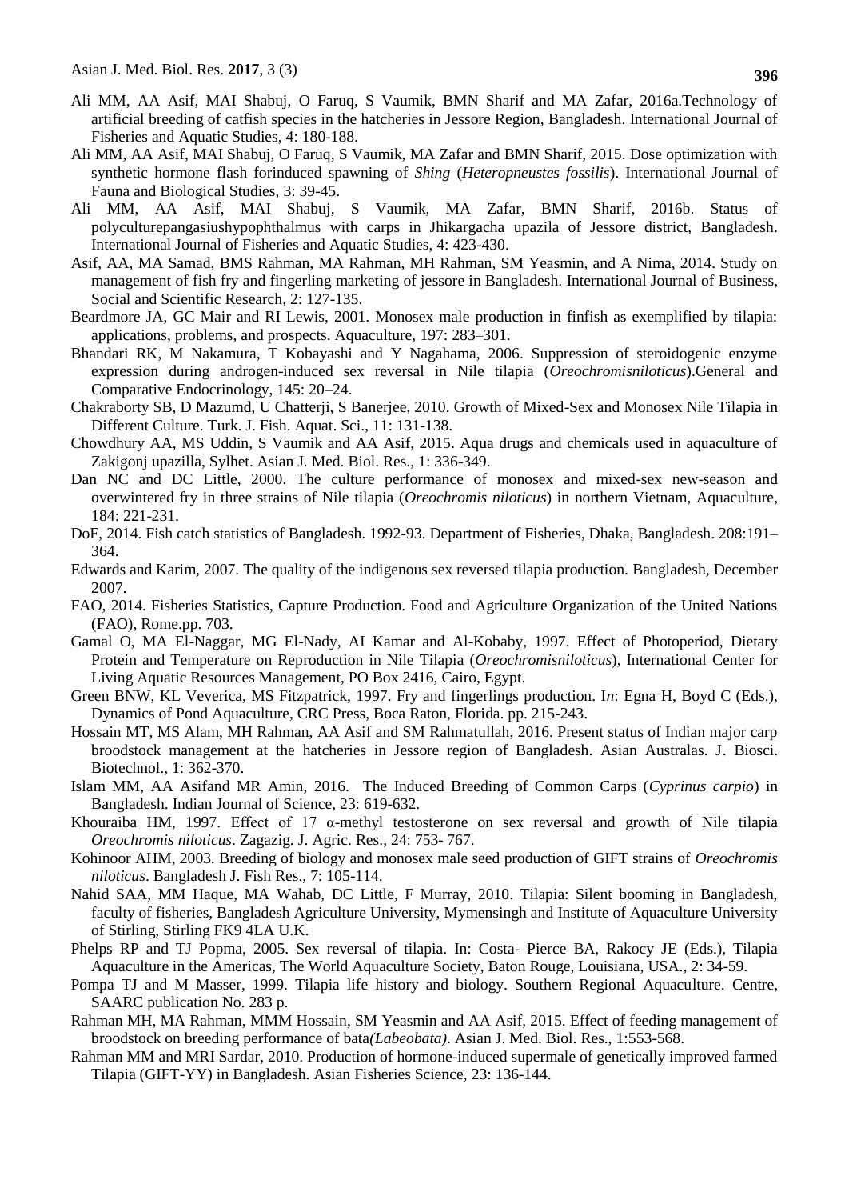Ali MM, AA Asif, MAI Shabuj, O Faruq, S Vaumik, BMN Sharif and MA Zafar, 2016a.Technology of artificial breeding of catfish species in the hatcheries in Jessore Region, Bangladesh. International Journal of Fisheries and Aquatic Studies, 4: 180-188.

Ali MM, AA Asif, MAI Shabuj, O Faruq, S Vaumik, MA Zafar and BMN Sharif, 2015. Dose optimization with synthetic hormone flash forinduced spawning of *Shing* (*Heteropneustes fossilis*). International Journal of Fauna and Biological Studies, 3: 39-45.

Ali MM, AA Asif, MAI Shabuj, S Vaumik, MA Zafar, BMN Sharif, 2016b. Status of polyculturepangasiushypophthalmus with carps in Jhikargacha upazila of Jessore district, Bangladesh. International Journal of Fisheries and Aquatic Studies, 4: 423-430.

Asif, AA, MA Samad, BMS Rahman, MA Rahman, MH Rahman, SM Yeasmin, and A Nima, 2014. Study on management of fish fry and fingerling marketing of jessore in Bangladesh. International Journal of Business, Social and Scientific Research, 2: 127-135.

Beardmore JA, GC Mair and RI Lewis, 2001. Monosex male production in finfish as exemplified by tilapia: applications, problems, and prospects. Aquaculture, 197: 283–301.

Bhandari RK, M Nakamura, T Kobayashi and Y Nagahama, 2006. Suppression of steroidogenic enzyme expression during androgen-induced sex reversal in Nile tilapia (*Oreochromisniloticus*).General and Comparative Endocrinology, 145: 20–24.

Chakraborty SB, D Mazumd, U Chatterji, S Banerjee, 2010. Growth of Mixed-Sex and Monosex Nile Tilapia in Different Culture. Turk. J. Fish. Aquat. Sci., 11: 131-138.

Chowdhury AA, MS Uddin, S Vaumik and AA Asif, 2015. Aqua drugs and chemicals used in aquaculture of Zakigonj upazilla, Sylhet. Asian J. Med. Biol. Res., 1: 336-349.

Dan NC and DC Little, 2000. The culture performance of monosex and mixed-sex new-season and overwintered fry in three strains of Nile tilapia (*Oreochromis niloticus*) in northern Vietnam, Aquaculture, 184: 221-231.

DoF, 2014. Fish catch statistics of Bangladesh. 1992-93. Department of Fisheries, Dhaka, Bangladesh. 208:191–364.

Edwards and Karim, 2007. The quality of the indigenous sex reversed tilapia production. Bangladesh, December 2007.

FAO, 2014. Fisheries Statistics, Capture Production. Food and Agriculture Organization of the United Nations (FAO), Rome.pp. 703.

Gamal O, MA El-Naggar, MG El-Nady, AI Kamar and Al-Kobaby, 1997. Effect of Photoperiod, Dietary Protein and Temperature on Reproduction in Nile Tilapia (*Oreochromisniloticus*), International Center for Living Aquatic Resources Management, PO Box 2416, Cairo, Egypt.

Green BNW, KL Veverica, MS Fitzpatrick, 1997. Fry and fingerlings production. I*n*: Egna H, Boyd C (Eds.), Dynamics of Pond Aquaculture, CRC Press, Boca Raton, Florida. pp. 215-243.

Hossain MT, MS Alam, MH Rahman, AA Asif and SM Rahmatullah, 2016. Present status of Indian major carp broodstock management at the hatcheries in Jessore region of Bangladesh. Asian Australas. J. Biosci. Biotechnol., 1: 362-370.

Islam MM, AA Asifand MR Amin, 2016. The Induced Breeding of Common Carps (*Cyprinus carpio*) in Bangladesh. Indian Journal of Science, 23: 619-632.

Khouraiba HM, 1997. Effect of 17 α-methyl testosterone on sex reversal and growth of Nile tilapia *Oreochromis niloticus*. Zagazig. J. Agric. Res., 24: 753- 767.

Kohinoor AHM, 2003. Breeding of biology and monosex male seed production of GIFT strains of *Oreochromis niloticus*. Bangladesh J. Fish Res., 7: 105-114.

Nahid SAA, MM Haque, MA Wahab, DC Little, F Murray, 2010. Tilapia: Silent booming in Bangladesh, faculty of fisheries, Bangladesh Agriculture University, Mymensingh and Institute of Aquaculture University of Stirling, Stirling FK9 4LA U.K.

Phelps RP and TJ Popma, 2005. Sex reversal of tilapia. In: Costa- Pierce BA, Rakocy JE (Eds.), Tilapia Aquaculture in the Americas, The World Aquaculture Society, Baton Rouge, Louisiana, USA., 2: 34-59.

Pompa TJ and M Masser, 1999. Tilapia life history and biology. Southern Regional Aquaculture. Centre, SAARC publication No. 283 p.

Rahman MH, MA Rahman, MMM Hossain, SM Yeasmin and AA Asif, 2015. Effect of feeding management of broodstock on breeding performance of bata*(Labeobata)*. Asian J. Med. Biol. Res., 1:553-568.

Rahman MM and MRI Sardar, 2010. Production of hormone-induced supermale of genetically improved farmed Tilapia (GIFT-YY) in Bangladesh. Asian Fisheries Science, 23: 136-144.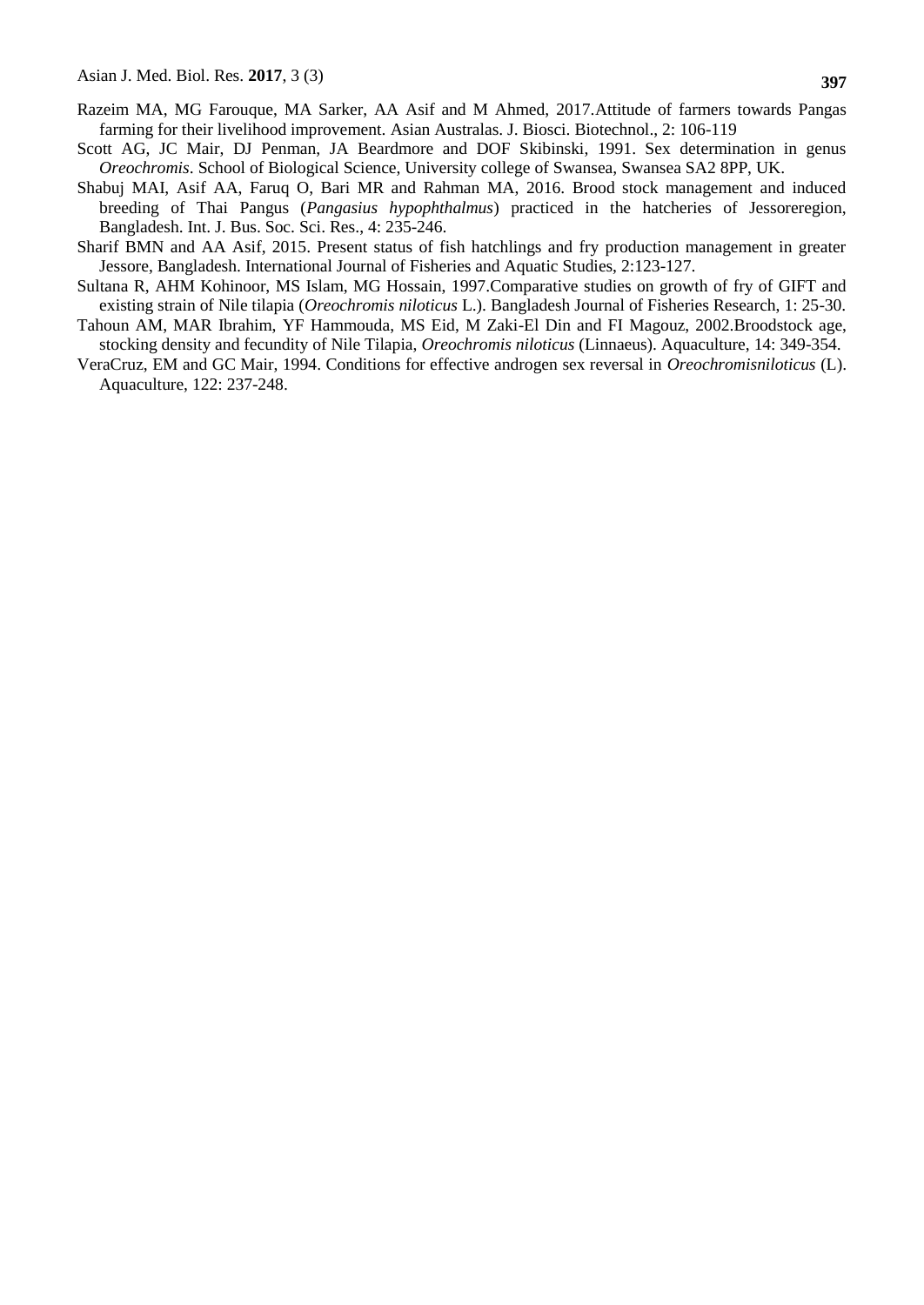Razeim MA, MG Farouque, MA Sarker, AA Asif and M Ahmed, 2017.Attitude of farmers towards Pangas farming for their livelihood improvement. Asian Australas. J. Biosci. Biotechnol., 2: 106-119

Scott AG, JC Mair, DJ Penman, JA Beardmore and DOF Skibinski, 1991. Sex determination in genus *Oreochromis*. School of Biological Science, University college of Swansea, Swansea SA2 8PP, UK.

Shabuj MAI, Asif AA, Faruq O, Bari MR and Rahman MA, 2016. Brood stock management and induced breeding of Thai Pangus (*Pangasius hypophthalmus*) practiced in the hatcheries of Jessoreregion, Bangladesh. Int. J. Bus. Soc. Sci. Res., 4: 235-246.

Sharif BMN and AA Asif, 2015. Present status of fish hatchlings and fry production management in greater Jessore, Bangladesh. International Journal of Fisheries and Aquatic Studies, 2:123-127.

Sultana R, AHM Kohinoor, MS Islam, MG Hossain, 1997.Comparative studies on growth of fry of GIFT and existing strain of Nile tilapia (*Oreochromis niloticus* L.). Bangladesh Journal of Fisheries Research, 1: 25-30.

Tahoun AM, MAR Ibrahim, YF Hammouda, MS Eid, M Zaki-El Din and FI Magouz, 2002.Broodstock age, stocking density and fecundity of Nile Tilapia, *Oreochromis niloticus* (Linnaeus). Aquaculture, 14: 349-354.

VeraCruz, EM and GC Mair, 1994. Conditions for effective androgen sex reversal in *Oreochromisniloticus* (L). Aquaculture, 122: 237-248.